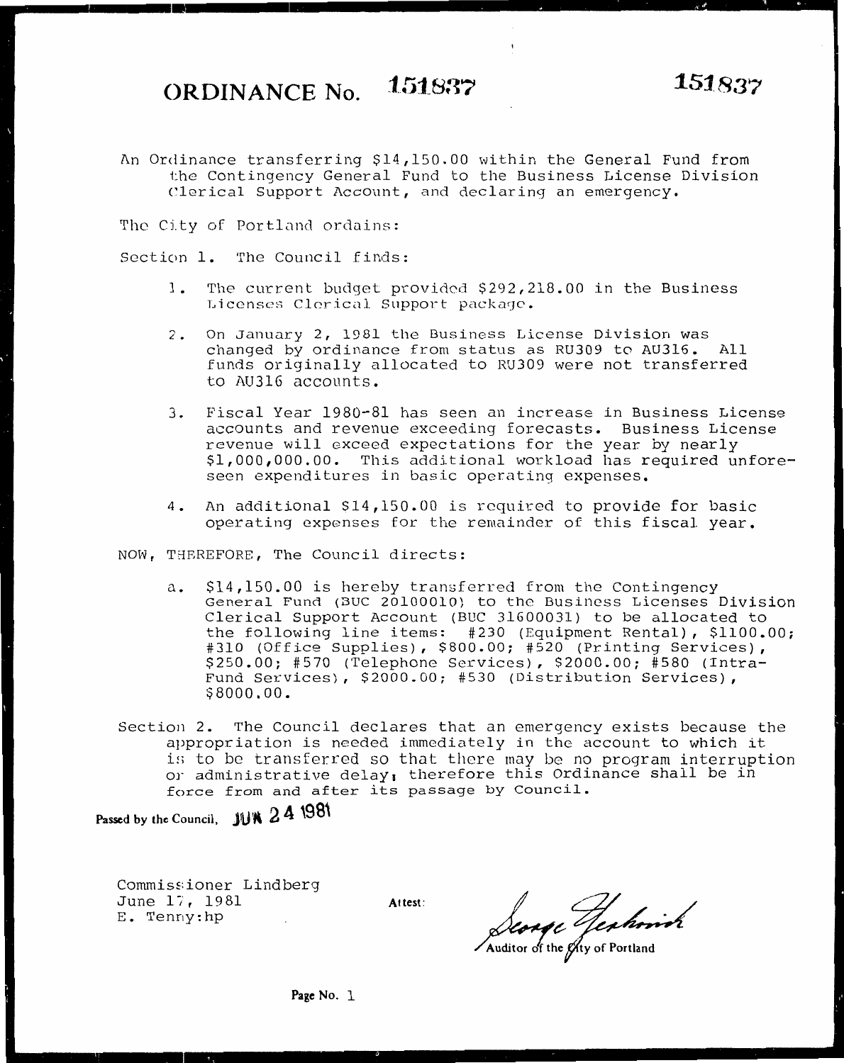# ORDINANCE No. 151837

151837

An Ordinance transferring $14,150.00 within the General Fund from the Contingency General Fund to the Business License Division Clerical Support Account, and declaring an emergency.

The City of Portland ordains:

Section 1. The Council finds:

1. The current budget provided $292,218.00 in the Business Licenses Clerical Support package.

2. On January 2, 1981 the Business License Division was changed by ordinance from status as RU309 to AU316. All funds originally allocated to RU309 were not transferred to AU316 accounts.

3. Fiscal Year 1980-81 has seen an increase in Business License accounts and revenue exceeding forecasts. Business License revenue will exceed expectations for the year by nearly $1,000,000.00. This additional workload has required unforeseen expenditures in basic operating expenses.

4. An additional $14,150.00 is required to provide for basic operating expenses for the remainder of this fiscal year.

NOW, THEREFORE, The Council directs:

a. $14,150.00 is hereby transferred from the Contingency General Fund (BUC 20100010) to the Business Licenses Division Clerical Support Account (BUC 31600031) to be allocated to the following line items: #230 (Equipment Rental), $1100.00; #310 (Office Supplies), $800.00; #520 (Printing Services), $250.00; #570 (Telephone Services), $2000.00; #580 (Intra-Fund Services), $2000.00; #530 (Distribution Services), $8000.00.

Section 2. The Council declares that an emergency exists because the appropriation is needed immediately in the account to which it is to be transferred so that there may be no program interruption or administrative delay; therefore this Ordinance shall be in force from and after its passage by Council.

Passed by the Council, JUN 24 1981

Commissioner Lindberg
June 17, 1981
E. Tenny:hp

Attest:

George Yerkovich
Auditor of the City of Portland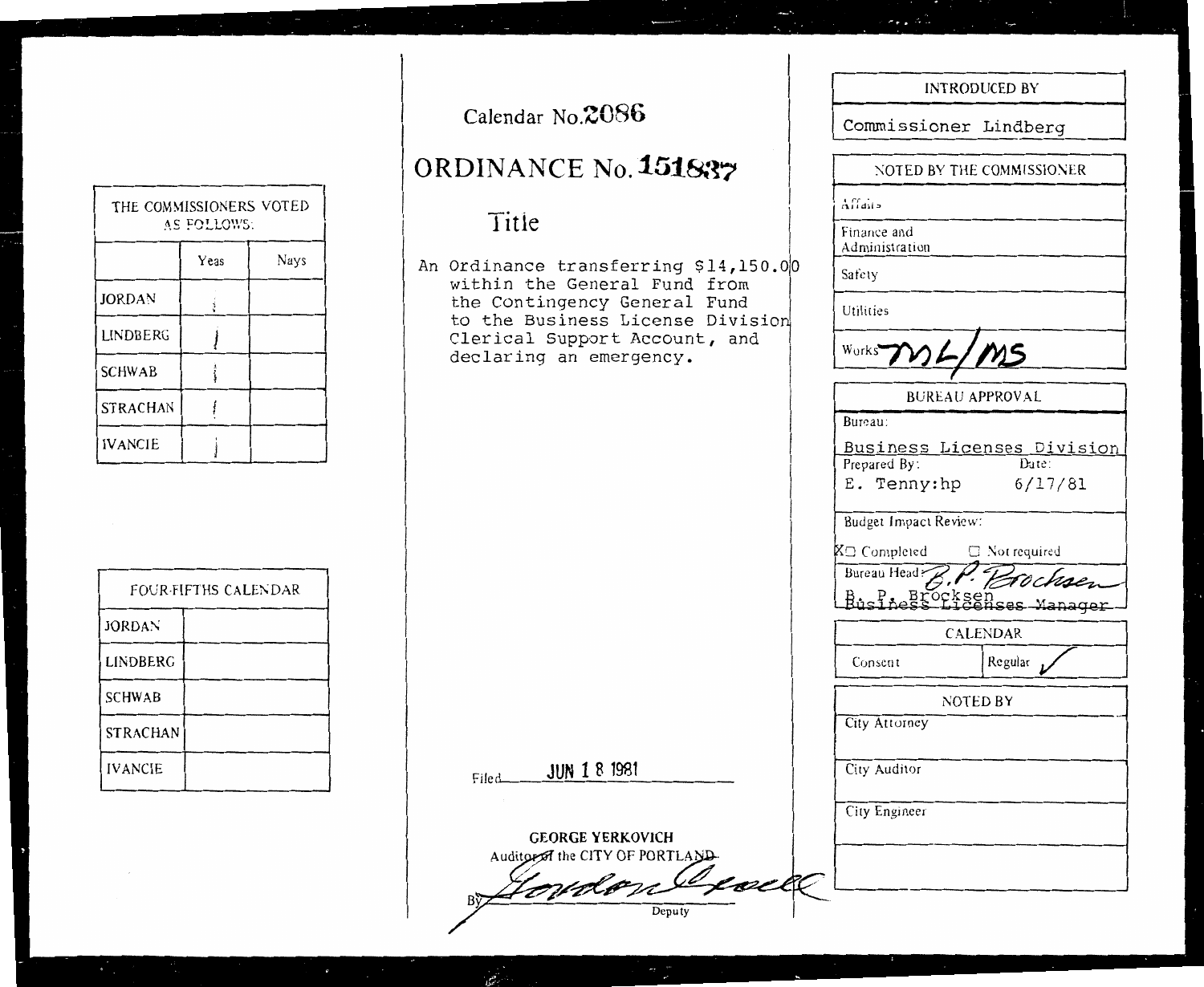| THE COMMISSIONERS VOTED AS FOLLOWS: | | |
|---|---|---|
| | Yeas | Nays |
| JORDAN | ǀ | |
| LINDBERG | ǀ | |
| SCHWAB | ǀ | |
| STRACHAN | ǀ | |
| IVANCIE | ǀ | |

| FOUR-FIFTHS CALENDAR | |
|---|---|
| JORDAN | |
| LINDBERG | |
| SCHWAB | |
| STRACHAN | |
| IVANCIE | |

Calendar No. 2086

# ORDINANCE No. 151837

## Title

An Ordinance transferring $14,150.00 within the General Fund from the Contingency General Fund to the Business License Division Clerical Support Account, and declaring an emergency.

Filed JUN 18 1981

**GEORGE YERKOVICH**
Auditor of the CITY OF PORTLAND

By *Gordon Ezell*
Deputy

| INTRODUCED BY |
|---|
| Commissioner Lindberg |

| NOTED BY THE COMMISSIONER |
|---|
| Affairs |
| Finance and Administration |
| Safety |
| Utilities |
| Works ML/MS |

| BUREAU APPROVAL | |
|---|---|
| Bureau: Business Licenses Division | |
| Prepared By: E. Tenny:hp | Date: 6/17/81 |
| Budget Impact Review: | |
| X☐ Completed | ☐ Not required |
| Bureau Head: *B.P. Brocksen* B. P. Brocksen Business Licenses Manager | |

| CALENDAR | |
|---|---|
| Consent | Regular ✓ |

| NOTED BY |
|---|
| City Attorney |
| City Auditor |
| City Engineer |
| |